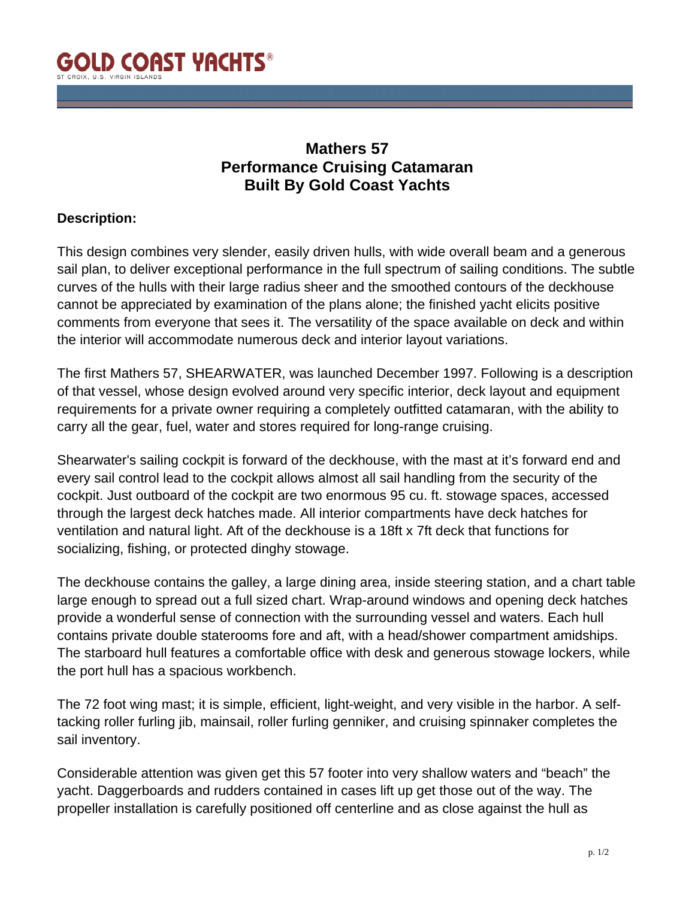# GOLD COAST YACHTS®

ST CROIX, U.S. VIRGIN ISLANDS

## Mathers 57
## Performance Cruising Catamaran
## Built By Gold Coast Yachts

**Description:**

This design combines very slender, easily driven hulls, with wide overall beam and a generous sail plan, to deliver exceptional performance in the full spectrum of sailing conditions. The subtle curves of the hulls with their large radius sheer and the smoothed contours of the deckhouse cannot be appreciated by examination of the plans alone; the finished yacht elicits positive comments from everyone that sees it. The versatility of the space available on deck and within the interior will accommodate numerous deck and interior layout variations.

The first Mathers 57, SHEARWATER, was launched December 1997. Following is a description of that vessel, whose design evolved around very specific interior, deck layout and equipment requirements for a private owner requiring a completely outfitted catamaran, with the ability to carry all the gear, fuel, water and stores required for long-range cruising.

Shearwater's sailing cockpit is forward of the deckhouse, with the mast at it's forward end and every sail control lead to the cockpit allows almost all sail handling from the security of the cockpit. Just outboard of the cockpit are two enormous 95 cu. ft. stowage spaces, accessed through the largest deck hatches made. All interior compartments have deck hatches for ventilation and natural light. Aft of the deckhouse is a 18ft x 7ft deck that functions for socializing, fishing, or protected dinghy stowage.

The deckhouse contains the galley, a large dining area, inside steering station, and a chart table large enough to spread out a full sized chart. Wrap-around windows and opening deck hatches provide a wonderful sense of connection with the surrounding vessel and waters. Each hull contains private double staterooms fore and aft, with a head/shower compartment amidships. The starboard hull features a comfortable office with desk and generous stowage lockers, while the port hull has a spacious workbench.

The 72 foot wing mast; it is simple, efficient, light-weight, and very visible in the harbor. A self-tacking roller furling jib, mainsail, roller furling genniker, and cruising spinnaker completes the sail inventory.

Considerable attention was given get this 57 footer into very shallow waters and "beach" the yacht. Daggerboards and rudders contained in cases lift up get those out of the way. The propeller installation is carefully positioned off centerline and as close against the hull as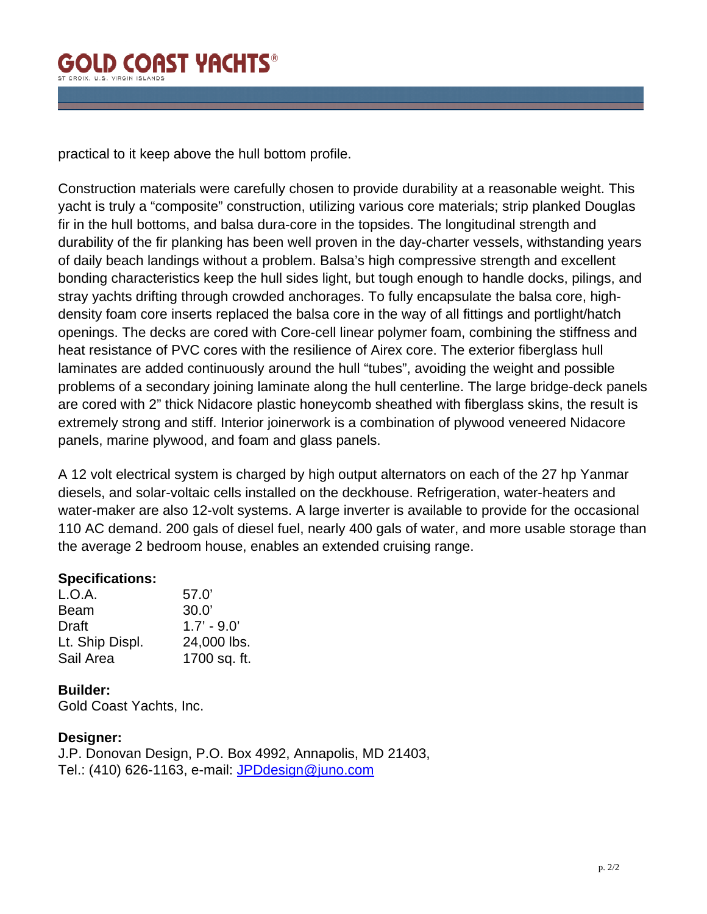practical to it keep above the hull bottom profile.

Construction materials were carefully chosen to provide durability at a reasonable weight. This yacht is truly a “composite” construction, utilizing various core materials; strip planked Douglas fir in the hull bottoms, and balsa dura-core in the topsides. The longitudinal strength and durability of the fir planking has been well proven in the day-charter vessels, withstanding years of daily beach landings without a problem. Balsa’s high compressive strength and excellent bonding characteristics keep the hull sides light, but tough enough to handle docks, pilings, and stray yachts drifting through crowded anchorages. To fully encapsulate the balsa core, high-density foam core inserts replaced the balsa core in the way of all fittings and portlight/hatch openings. The decks are cored with Core-cell linear polymer foam, combining the stiffness and heat resistance of PVC cores with the resilience of Airex core. The exterior fiberglass hull laminates are added continuously around the hull “tubes”, avoiding the weight and possible problems of a secondary joining laminate along the hull centerline. The large bridge-deck panels are cored with 2” thick Nidacore plastic honeycomb sheathed with fiberglass skins, the result is extremely strong and stiff. Interior joinerwork is a combination of plywood veneered Nidacore panels, marine plywood, and foam and glass panels.

A 12 volt electrical system is charged by high output alternators on each of the 27 hp Yanmar diesels, and solar-voltaic cells installed on the deckhouse. Refrigeration, water-heaters and water-maker are also 12-volt systems. A large inverter is available to provide for the occasional 110 AC demand. 200 gals of diesel fuel, nearly 400 gals of water, and more usable storage than the average 2 bedroom house, enables an extended cruising range.

**Specifications:**

| | |
|---|---|
| L.O.A. | 57.0’ |
| Beam | 30.0’ |
| Draft | 1.7’ - 9.0’ |
| Lt. Ship Displ. | 24,000 lbs. |
| Sail Area | 1700 sq. ft. |

**Builder:**
Gold Coast Yachts, Inc.

**Designer:**
J.P. Donovan Design, P.O. Box 4992, Annapolis, MD 21403,
Tel.: (410) 626-1163, e-mail: JPDdesign@juno.com